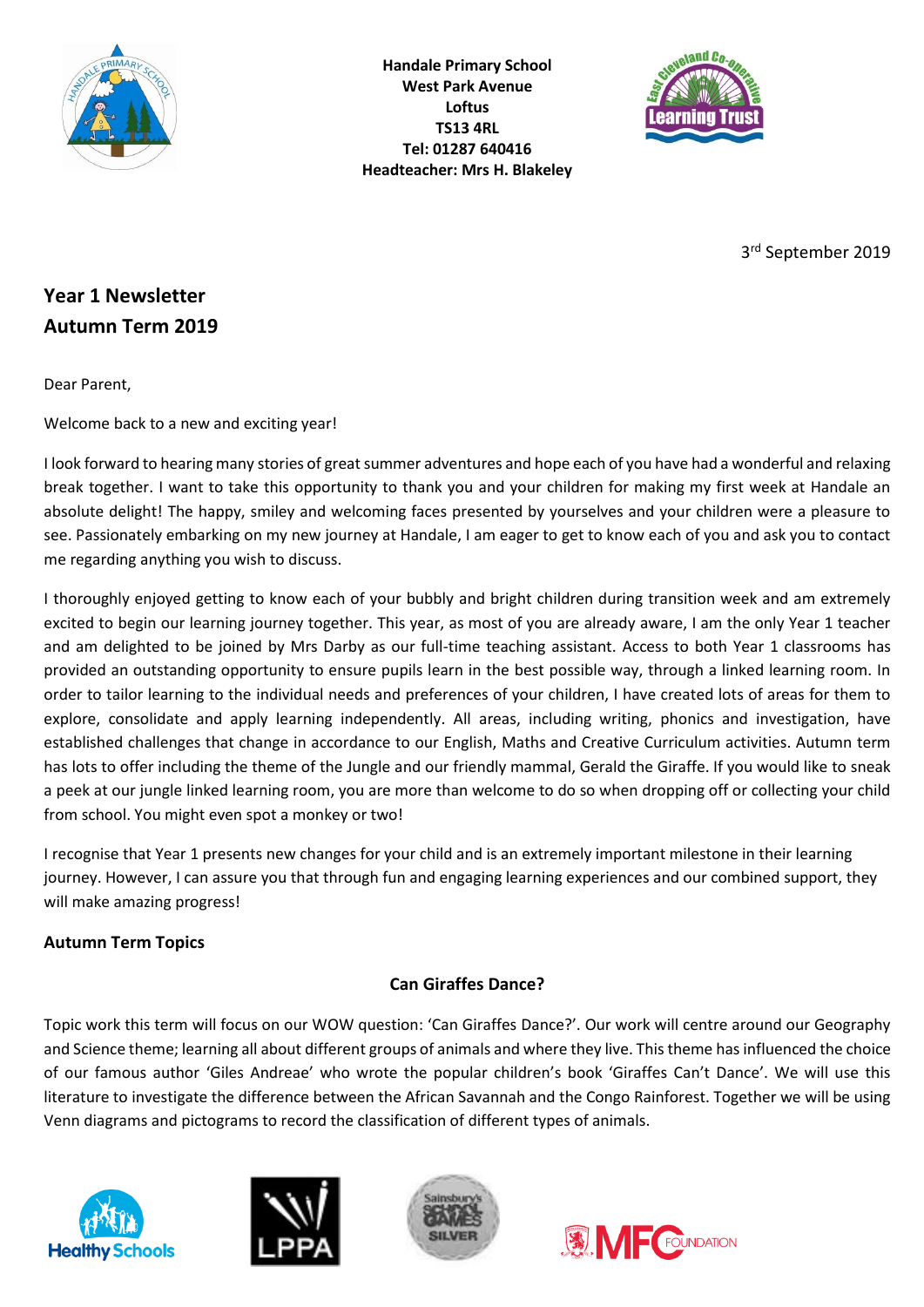**Handale Primary School**
**West Park Avenue**
**Loftus**
**TS13 4RL**
**Tel: 01287 640416**
**Headteacher: Mrs H. Blakeley**

3rd September 2019

## Year 1 Newsletter
## Autumn Term 2019

Dear Parent,

Welcome back to a new and exciting year!

I look forward to hearing many stories of great summer adventures and hope each of you have had a wonderful and relaxing break together. I want to take this opportunity to thank you and your children for making my first week at Handale an absolute delight! The happy, smiley and welcoming faces presented by yourselves and your children were a pleasure to see. Passionately embarking on my new journey at Handale, I am eager to get to know each of you and ask you to contact me regarding anything you wish to discuss.

I thoroughly enjoyed getting to know each of your bubbly and bright children during transition week and am extremely excited to begin our learning journey together. This year, as most of you are already aware, I am the only Year 1 teacher and am delighted to be joined by Mrs Darby as our full-time teaching assistant. Access to both Year 1 classrooms has provided an outstanding opportunity to ensure pupils learn in the best possible way, through a linked learning room. In order to tailor learning to the individual needs and preferences of your children, I have created lots of areas for them to explore, consolidate and apply learning independently. All areas, including writing, phonics and investigation, have established challenges that change in accordance to our English, Maths and Creative Curriculum activities. Autumn term has lots to offer including the theme of the Jungle and our friendly mammal, Gerald the Giraffe. If you would like to sneak a peek at our jungle linked learning room, you are more than welcome to do so when dropping off or collecting your child from school. You might even spot a monkey or two!

I recognise that Year 1 presents new changes for your child and is an extremely important milestone in their learning journey. However, I can assure you that through fun and engaging learning experiences and our combined support, they will make amazing progress!

### Autumn Term Topics

#### Can Giraffes Dance?

Topic work this term will focus on our WOW question: 'Can Giraffes Dance?'. Our work will centre around our Geography and Science theme; learning all about different groups of animals and where they live. This theme has influenced the choice of our famous author 'Giles Andreae' who wrote the popular children's book 'Giraffes Can't Dance'. We will use this literature to investigate the difference between the African Savannah and the Congo Rainforest. Together we will be using Venn diagrams and pictograms to record the classification of different types of animals.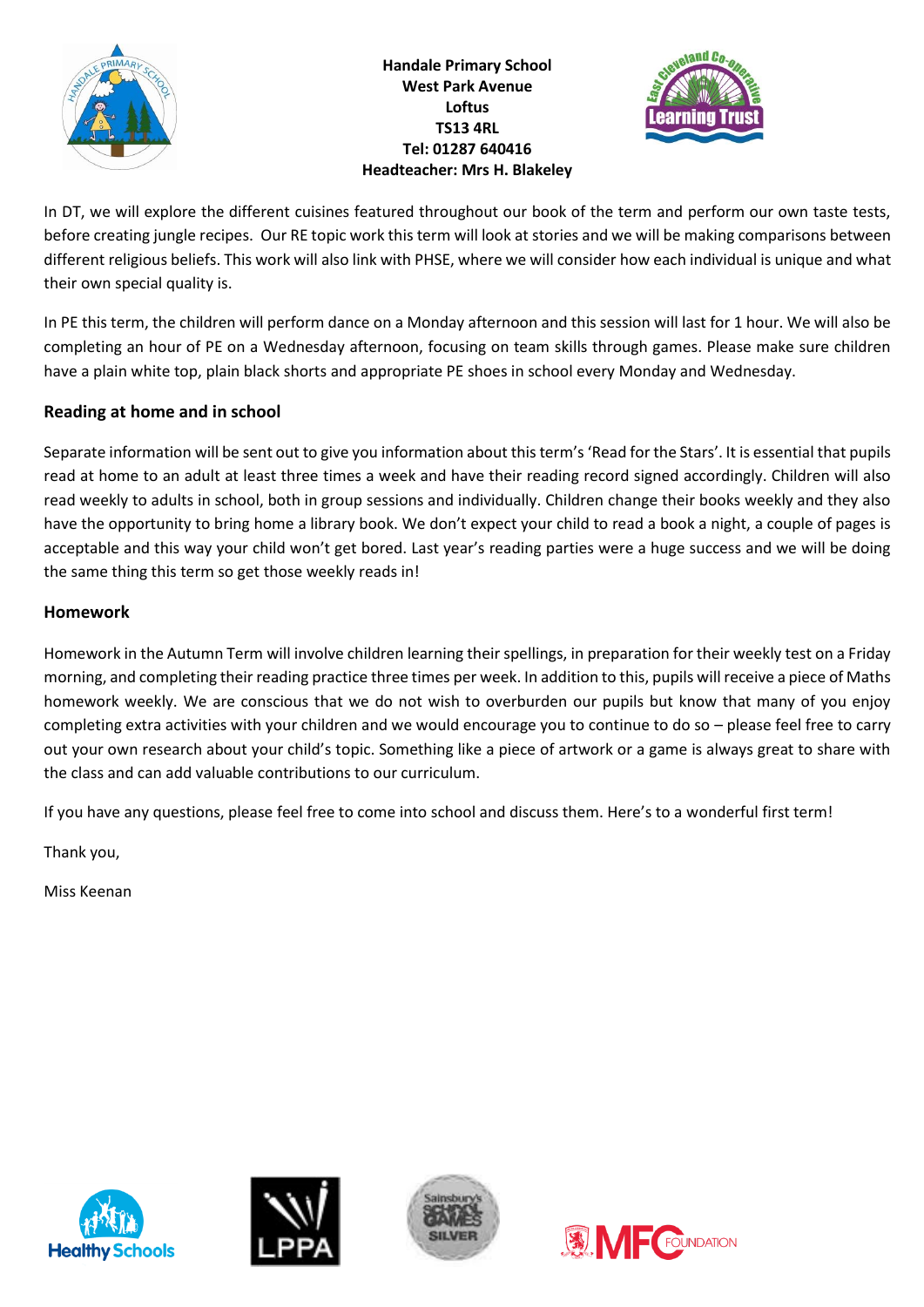**Handale Primary School**
**West Park Avenue**
**Loftus**
**TS13 4RL**
**Tel: 01287 640416**
**Headteacher: Mrs H. Blakeley**

In DT, we will explore the different cuisines featured throughout our book of the term and perform our own taste tests, before creating jungle recipes. Our RE topic work this term will look at stories and we will be making comparisons between different religious beliefs. This work will also link with PHSE, where we will consider how each individual is unique and what their own special quality is.

In PE this term, the children will perform dance on a Monday afternoon and this session will last for 1 hour. We will also be completing an hour of PE on a Wednesday afternoon, focusing on team skills through games. Please make sure children have a plain white top, plain black shorts and appropriate PE shoes in school every Monday and Wednesday.

### Reading at home and in school

Separate information will be sent out to give you information about this term's 'Read for the Stars'. It is essential that pupils read at home to an adult at least three times a week and have their reading record signed accordingly. Children will also read weekly to adults in school, both in group sessions and individually. Children change their books weekly and they also have the opportunity to bring home a library book. We don't expect your child to read a book a night, a couple of pages is acceptable and this way your child won't get bored. Last year's reading parties were a huge success and we will be doing the same thing this term so get those weekly reads in!

### Homework

Homework in the Autumn Term will involve children learning their spellings, in preparation for their weekly test on a Friday morning, and completing their reading practice three times per week. In addition to this, pupils will receive a piece of Maths homework weekly. We are conscious that we do not wish to overburden our pupils but know that many of you enjoy completing extra activities with your children and we would encourage you to continue to do so – please feel free to carry out your own research about your child's topic. Something like a piece of artwork or a game is always great to share with the class and can add valuable contributions to our curriculum.

If you have any questions, please feel free to come into school and discuss them. Here's to a wonderful first term!

Thank you,

Miss Keenan